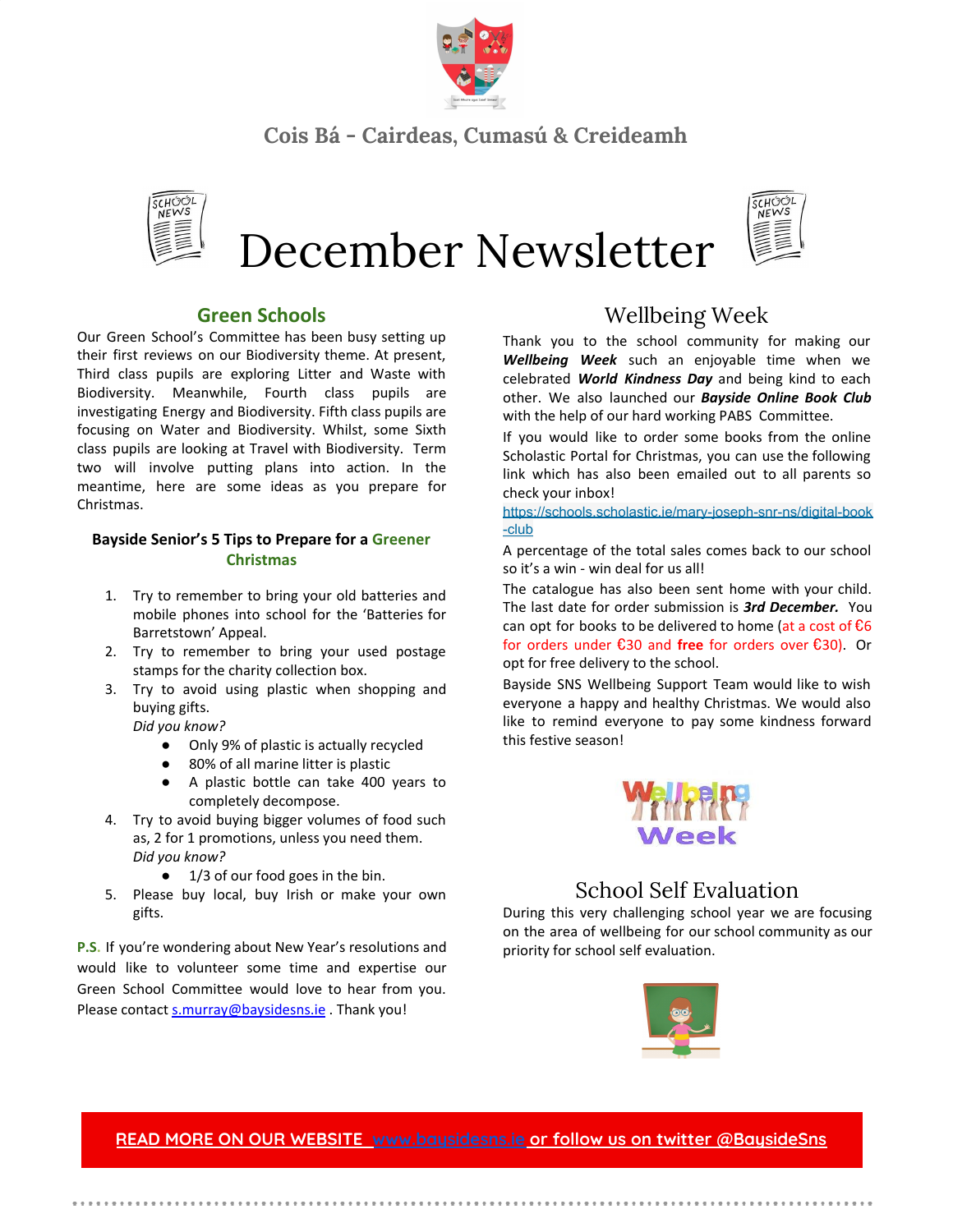Cois Bá - Cairdeas, Cumasú & Creideamh

# December Newsletter

## Green Schools

Our Green School's Committee has been busy setting up their first reviews on our Biodiversity theme. At present, Third class pupils are exploring Litter and Waste with Biodiversity. Meanwhile, Fourth class pupils are investigating Energy and Biodiversity. Fifth class pupils are focusing on Water and Biodiversity. Whilst, some Sixth class pupils are looking at Travel with Biodiversity. Term two will involve putting plans into action. In the meantime, here are some ideas as you prepare for Christmas.

**Bayside Senior's 5 Tips to Prepare for a Greener Christmas**

1. Try to remember to bring your old batteries and mobile phones into school for the 'Batteries for Barretstown' Appeal.
2. Try to remember to bring your used postage stamps for the charity collection box.
3. Try to avoid using plastic when shopping and buying gifts.
   *Did you know?*
   - Only 9% of plastic is actually recycled
   - 80% of all marine litter is plastic
   - A plastic bottle can take 400 years to completely decompose.
4. Try to avoid buying bigger volumes of food such as, 2 for 1 promotions, unless you need them.
   *Did you know?*
   - 1/3 of our food goes in the bin.
5. Please buy local, buy Irish or make your own gifts.

**P.S.** If you're wondering about New Year's resolutions and would like to volunteer some time and expertise our Green School Committee would love to hear from you. Please contact s.murray@baysidesns.ie . Thank you!

## Wellbeing Week

Thank you to the school community for making our ***Wellbeing Week*** such an enjoyable time when we celebrated ***World Kindness Day*** and being kind to each other. We also launched our ***Bayside Online Book Club*** with the help of our hard working PABS Committee.

If you would like to order some books from the online Scholastic Portal for Christmas, you can use the following link which has also been emailed out to all parents so check your inbox!

https://schools.scholastic.ie/mary-joseph-snr-ns/digital-book-club

A percentage of the total sales comes back to our school so it's a win - win deal for us all!

The catalogue has also been sent home with your child. The last date for order submission is ***3rd December.*** You can opt for books to be delivered to home (at a cost of €6 for orders under €30 and **free** for orders over €30). Or opt for free delivery to the school.

Bayside SNS Wellbeing Support Team would like to wish everyone a happy and healthy Christmas. We would also like to remind everyone to pay some kindness forward this festive season!

## School Self Evaluation

During this very challenging school year we are focusing on the area of wellbeing for our school community as our priority for school self evaluation.

READ MORE ON OUR WEBSITE www.baysidesns.ie or follow us on twitter @BaysideSns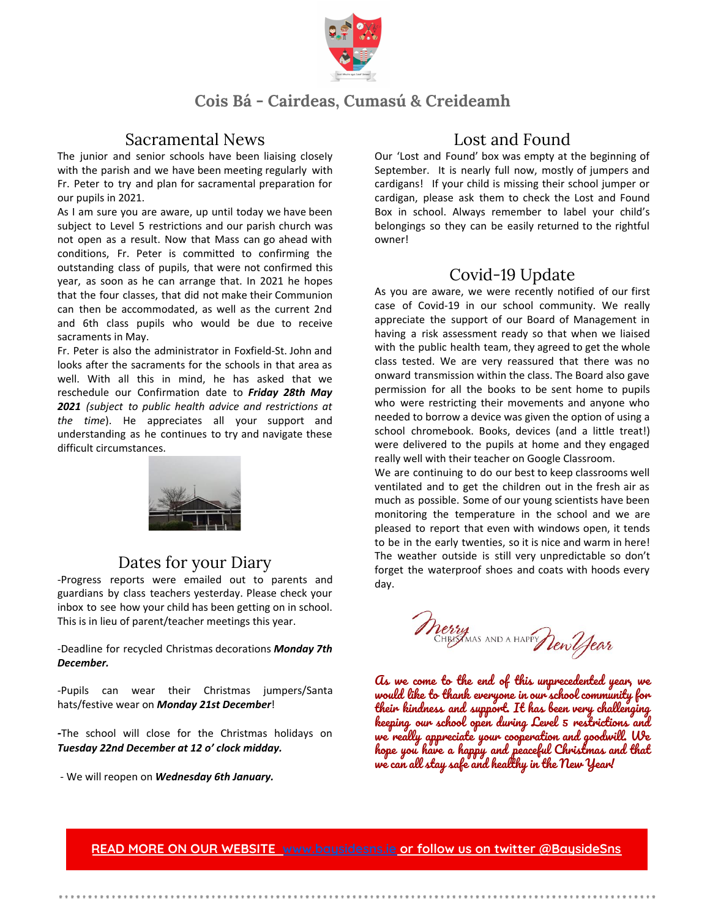## Cois Bá - Cairdeas, Cumasú & Creideamh

## Sacramental News

The junior and senior schools have been liaising closely with the parish and we have been meeting regularly with Fr. Peter to try and plan for sacramental preparation for our pupils in 2021.

As I am sure you are aware, up until today we have been subject to Level 5 restrictions and our parish church was not open as a result. Now that Mass can go ahead with conditions, Fr. Peter is committed to confirming the outstanding class of pupils, that were not confirmed this year, as soon as he can arrange that. In 2021 he hopes that the four classes, that did not make their Communion can then be accommodated, as well as the current 2nd and 6th class pupils who would be due to receive sacraments in May.

Fr. Peter is also the administrator in Foxfield-St. John and looks after the sacraments for the schools in that area as well. With all this in mind, he has asked that we reschedule our Confirmation date to ***Friday 28th May 2021*** *(subject to public health advice and restrictions at the time)*. He appreciates all your support and understanding as he continues to try and navigate these difficult circumstances.

## Dates for your Diary

-Progress reports were emailed out to parents and guardians by class teachers yesterday. Please check your inbox to see how your child has been getting on in school. This is in lieu of parent/teacher meetings this year.

-Deadline for recycled Christmas decorations ***Monday 7th December.***

-Pupils can wear their Christmas jumpers/Santa hats/festive wear on ***Monday 21st December***!

**-**The school will close for the Christmas holidays on ***Tuesday 22nd December at 12 o' clock midday.***

- We will reopen on ***Wednesday 6th January.***

## Lost and Found

Our 'Lost and Found' box was empty at the beginning of September. It is nearly full now, mostly of jumpers and cardigans! If your child is missing their school jumper or cardigan, please ask them to check the Lost and Found Box in school. Always remember to label your child's belongings so they can be easily returned to the rightful owner!

## Covid-19 Update

As you are aware, we were recently notified of our first case of Covid-19 in our school community. We really appreciate the support of our Board of Management in having a risk assessment ready so that when we liaised with the public health team, they agreed to get the whole class tested. We are very reassured that there was no onward transmission within the class. The Board also gave permission for all the books to be sent home to pupils who were restricting their movements and anyone who needed to borrow a device was given the option of using a school chromebook. Books, devices (and a little treat!) were delivered to the pupils at home and they engaged really well with their teacher on Google Classroom.

We are continuing to do our best to keep classrooms well ventilated and to get the children out in the fresh air as much as possible. Some of our young scientists have been monitoring the temperature in the school and we are pleased to report that even with windows open, it tends to be in the early twenties, so it is nice and warm in here! The weather outside is still very unpredictable so don't forget the waterproof shoes and coats with hoods every day.

Merry Christmas and a Happy New Year

*As we come to the end of this unprecedented year, we would like to thank everyone in our school community for their kindness and support. It has been very challenging keeping our school open during Level 5 restrictions and we really appreciate your cooperation and goodwill. We hope you have a happy and peaceful Christmas and that we can all stay safe and healthy in the New Year!*

**READ MORE ON OUR WEBSITE www.baysidesns.ie or follow us on twitter @BaysideSns**